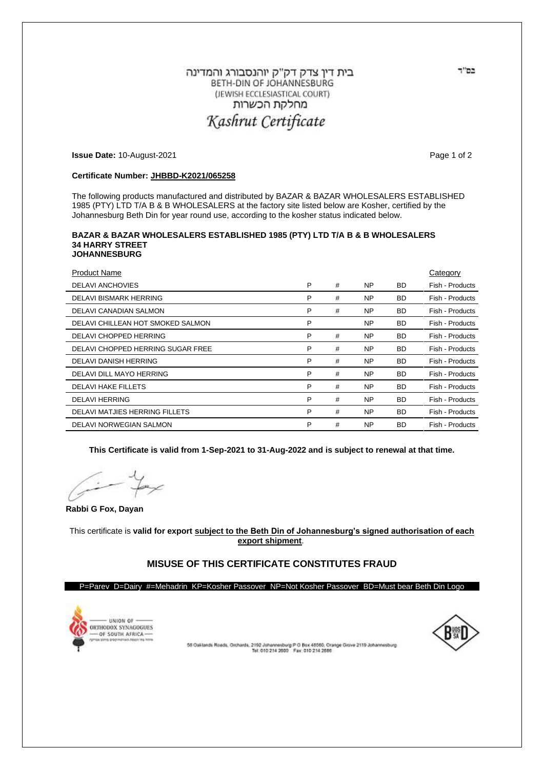בס"ד

# בית דין צדק דק"ק יוהנסבורג והמדינה

BETH-DIN OF JOHANNESBURG

(JEWISH ECCLESIASTICAL COURT)

מחלקת הכשרות

## *Kashrut Certificate*

**Issue Date:** 10-August-2021

**Certificate Number: JHBBD-K2021/065258**

The following products manufactured and distributed by BAZAR & BAZAR WHOLESALERS ESTABLISHED 1985 (PTY) LTD T/A B & B WHOLESALERS at the factory site listed below are Kosher, certified by the Johannesburg Beth Din for year round use, according to the kosher status indicated below.

**BAZAR & BAZAR WHOLESALERS ESTABLISHED 1985 (PTY) LTD T/A B & B WHOLESALERS**
**34 HARRY STREET**
**JOHANNESBURG**

| Product Name | | | | | Category |
|---|---|---|---|---|---|
| DELAVI ANCHOVIES | P | # | NP | BD | Fish - Products |
| DELAVI BISMARK HERRING | P | # | NP | BD | Fish - Products |
| DELAVI CANADIAN SALMON | P | # | NP | BD | Fish - Products |
| DELAVI CHILLEAN HOT SMOKED SALMON | P | | NP | BD | Fish - Products |
| DELAVI CHOPPED HERRING | P | # | NP | BD | Fish - Products |
| DELAVI CHOPPED HERRING SUGAR FREE | P | # | NP | BD | Fish - Products |
| DELAVI DANISH HERRING | P | # | NP | BD | Fish - Products |
| DELAVI DILL MAYO HERRING | P | # | NP | BD | Fish - Products |
| DELAVI HAKE FILLETS | P | # | NP | BD | Fish - Products |
| DELAVI HERRING | P | # | NP | BD | Fish - Products |
| DELAVI MATJIES HERRING FILLETS | P | # | NP | BD | Fish - Products |
| DELAVI NORWEGIAN SALMON | P | # | NP | BD | Fish - Products |

**This Certificate is valid from 1-Sep-2021 to 31-Aug-2022 and is subject to renewal at that time.**

**Rabbi G Fox, Dayan**

This certificate is **valid for export subject to the Beth Din of Johannesburg's signed authorisation of each export shipment**.

**MISUSE OF THIS CERTIFICATE CONSTITUTES FRAUD**

P=Parev D=Dairy #=Mehadrin KP=Kosher Passover NP=Not Kosher Passover BD=Must bear Beth Din Logo

UNION OF ORTHODOX SYNAGOGUES OF SOUTH AFRICA

58 Oaklands Roads, Orchards, 2192 Johannesburg P O Box 46560, Orange Grove 2119 Johannesburg
Tel: 010 214 2600 Fax: 010 214 2686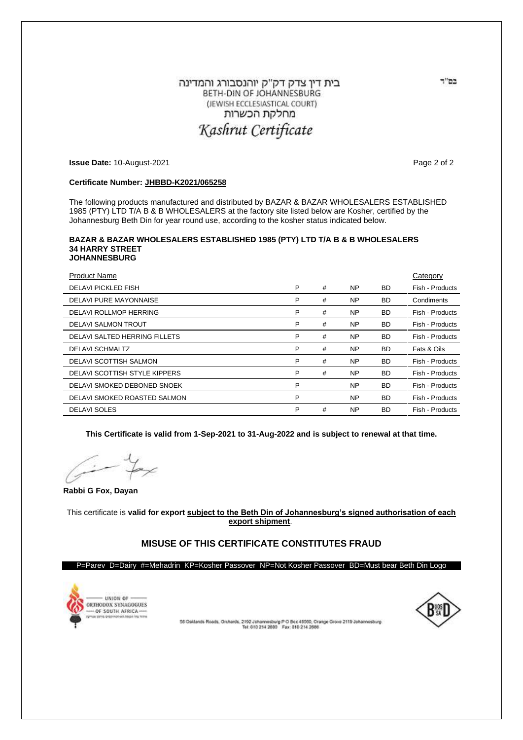בס"ד

בית דין צדק דק"ק יוהנסבורג והמדינה
BETH-DIN OF JOHANNESBURG
(JEWISH ECCLESIASTICAL COURT)
מחלקת הכשרות

# *Kashrut Certificate*

**Issue Date:** 10-August-2021

**Certificate Number:** JHBBD-K2021/065258

The following products manufactured and distributed by BAZAR & BAZAR WHOLESALERS ESTABLISHED 1985 (PTY) LTD T/A B & B WHOLESALERS at the factory site listed below are Kosher, certified by the Johannesburg Beth Din for year round use, according to the kosher status indicated below.

**BAZAR & BAZAR WHOLESALERS ESTABLISHED 1985 (PTY) LTD T/A B & B WHOLESALERS**
**34 HARRY STREET**
**JOHANNESBURG**

| Product Name | | | | | Category |
|---|---|---|---|---|---|
| DELAVI PICKLED FISH | P | # | NP | BD | Fish - Products |
| DELAVI PURE MAYONNAISE | P | # | NP | BD | Condiments |
| DELAVI ROLLMOP HERRING | P | # | NP | BD | Fish - Products |
| DELAVI SALMON TROUT | P | # | NP | BD | Fish - Products |
| DELAVI SALTED HERRING FILLETS | P | # | NP | BD | Fish - Products |
| DELAVI SCHMALTZ | P | # | NP | BD | Fats & Oils |
| DELAVI SCOTTISH SALMON | P | # | NP | BD | Fish - Products |
| DELAVI SCOTTISH STYLE KIPPERS | P | # | NP | BD | Fish - Products |
| DELAVI SMOKED DEBONED SNOEK | P | | NP | BD | Fish - Products |
| DELAVI SMOKED ROASTED SALMON | P | | NP | BD | Fish - Products |
| DELAVI SOLES | P | # | NP | BD | Fish - Products |

**This Certificate is valid from 1-Sep-2021 to 31-Aug-2022 and is subject to renewal at that time.**

**Rabbi G Fox, Dayan**

This certificate is **valid for export subject to the Beth Din of Johannesburg's signed authorisation of each export shipment**.

## MISUSE OF THIS CERTIFICATE CONSTITUTES FRAUD

P=Parev D=Dairy #=Mehadrin KP=Kosher Passover NP=Not Kosher Passover BD=Must bear Beth Din Logo

UNION OF ORTHODOX SYNAGOGUES OF SOUTH AFRICA

58 Oaklands Roads, Orchards, 2192 Johannesburg P O Box 46560, Orange Grove 2119 Johannesburg
Tel: 010 214 2600 Fax: 010 214 2686